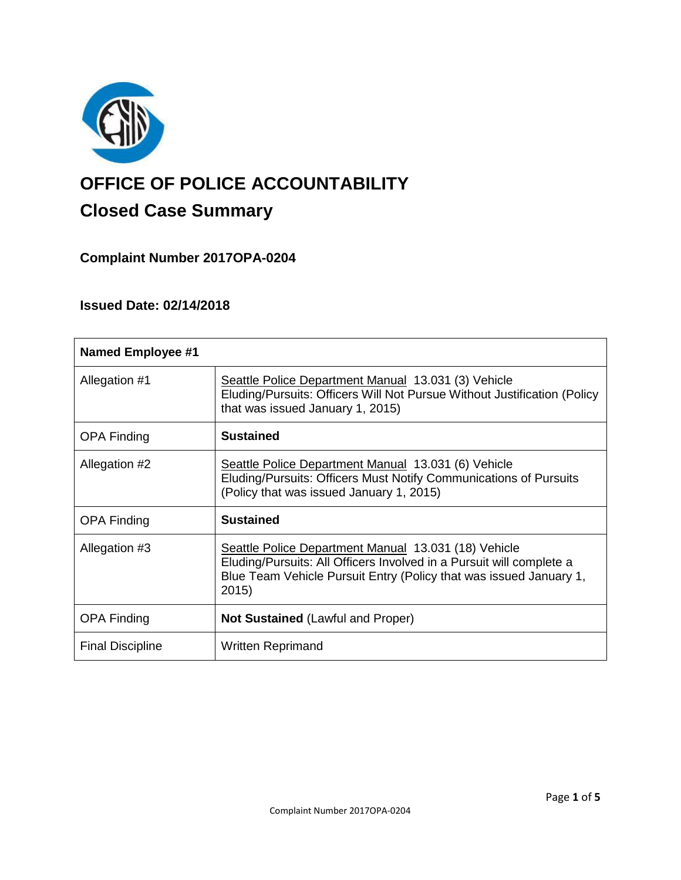# OFFICE OF POLICE ACCOUNTABILITY

## Closed Case Summary

### Complaint Number 2017OPA-0204

### Issued Date: 02/14/2018

| **Named Employee #1** | |
|---|---|
| Allegation #1 | Seattle Police Department Manual 13.031 (3) Vehicle Eluding/Pursuits: Officers Will Not Pursue Without Justification (Policy that was issued January 1, 2015) |
| OPA Finding | **Sustained** |
| Allegation #2 | Seattle Police Department Manual 13.031 (6) Vehicle Eluding/Pursuits: Officers Must Notify Communications of Pursuits (Policy that was issued January 1, 2015) |
| OPA Finding | **Sustained** |
| Allegation #3 | Seattle Police Department Manual 13.031 (18) Vehicle Eluding/Pursuits: All Officers Involved in a Pursuit will complete a Blue Team Vehicle Pursuit Entry (Policy that was issued January 1, 2015) |
| OPA Finding | **Not Sustained** (Lawful and Proper) |
| Final Discipline | Written Reprimand |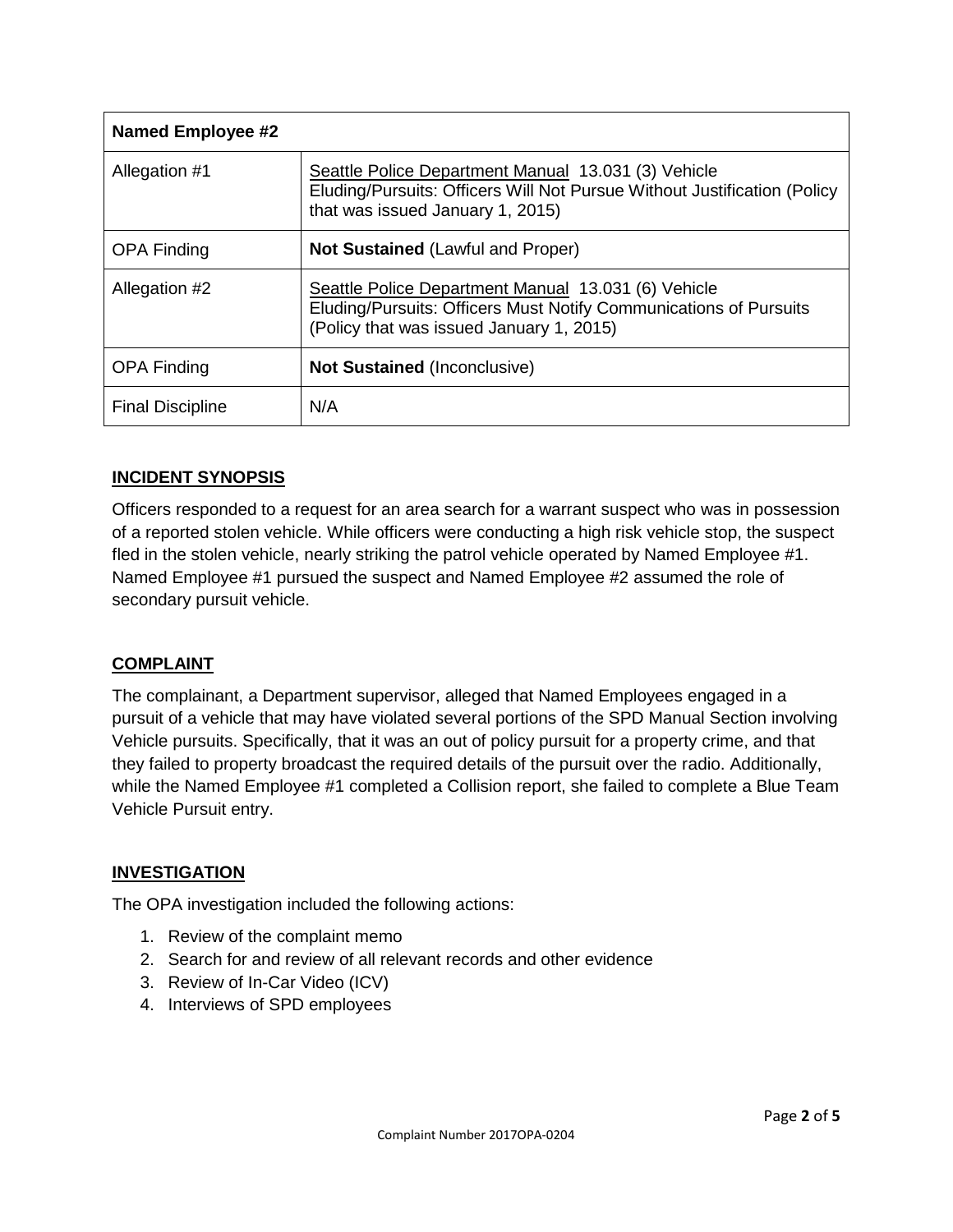| Named Employee #2 | |
|---|---|
| Allegation #1 | Seattle Police Department Manual 13.031 (3) Vehicle Eluding/Pursuits: Officers Will Not Pursue Without Justification (Policy that was issued January 1, 2015) |
| OPA Finding | **Not Sustained** (Lawful and Proper) |
| Allegation #2 | Seattle Police Department Manual 13.031 (6) Vehicle Eluding/Pursuits: Officers Must Notify Communications of Pursuits (Policy that was issued January 1, 2015) |
| OPA Finding | **Not Sustained** (Inconclusive) |
| Final Discipline | N/A |

## INCIDENT SYNOPSIS

Officers responded to a request for an area search for a warrant suspect who was in possession of a reported stolen vehicle. While officers were conducting a high risk vehicle stop, the suspect fled in the stolen vehicle, nearly striking the patrol vehicle operated by Named Employee #1. Named Employee #1 pursued the suspect and Named Employee #2 assumed the role of secondary pursuit vehicle.

## COMPLAINT

The complainant, a Department supervisor, alleged that Named Employees engaged in a pursuit of a vehicle that may have violated several portions of the SPD Manual Section involving Vehicle pursuits. Specifically, that it was an out of policy pursuit for a property crime, and that they failed to property broadcast the required details of the pursuit over the radio. Additionally, while the Named Employee #1 completed a Collision report, she failed to complete a Blue Team Vehicle Pursuit entry.

## INVESTIGATION

The OPA investigation included the following actions:

1. Review of the complaint memo
2. Search for and review of all relevant records and other evidence
3. Review of In-Car Video (ICV)
4. Interviews of SPD employees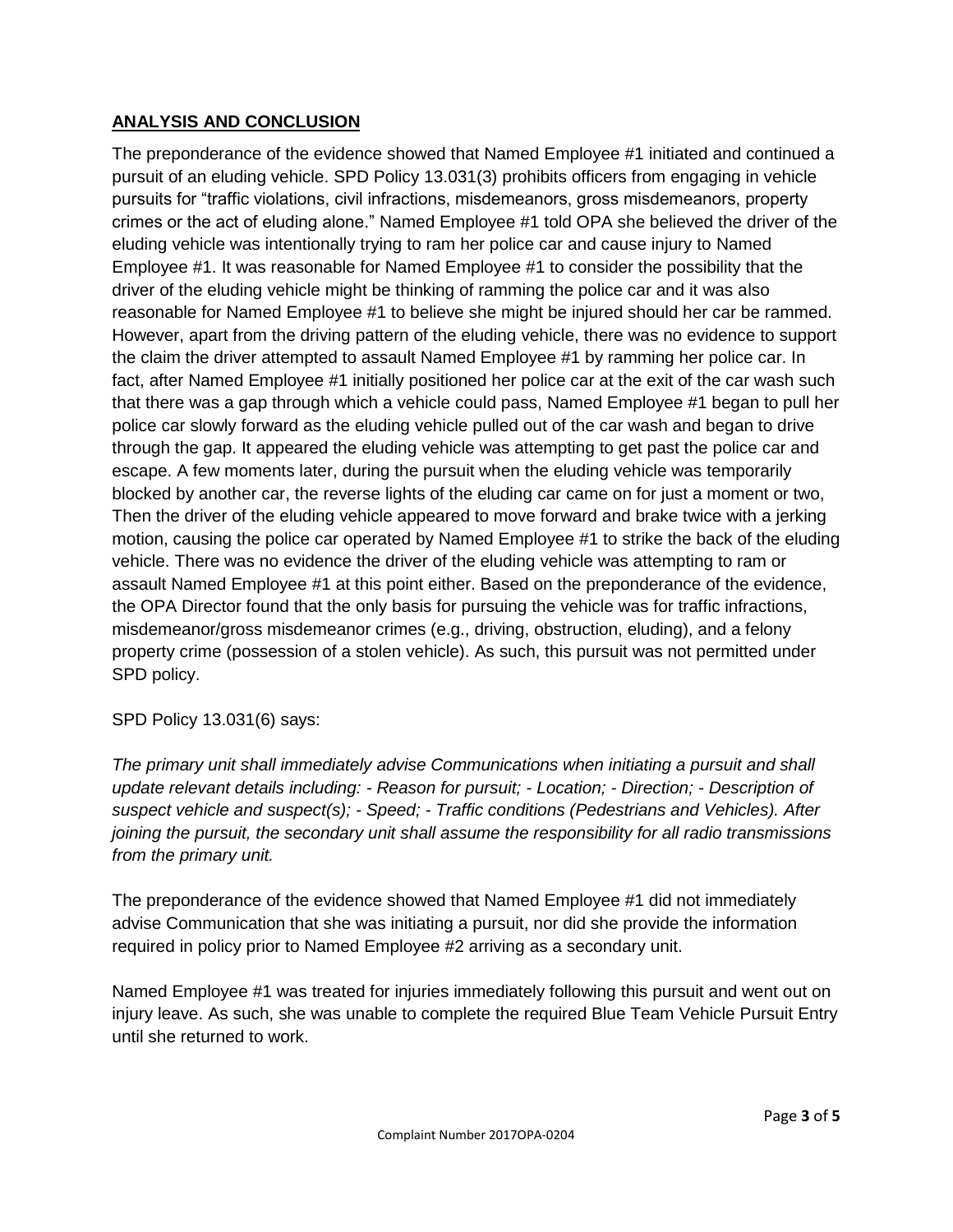## **ANALYSIS AND CONCLUSION**

The preponderance of the evidence showed that Named Employee #1 initiated and continued a pursuit of an eluding vehicle. SPD Policy 13.031(3) prohibits officers from engaging in vehicle pursuits for "traffic violations, civil infractions, misdemeanors, gross misdemeanors, property crimes or the act of eluding alone." Named Employee #1 told OPA she believed the driver of the eluding vehicle was intentionally trying to ram her police car and cause injury to Named Employee #1. It was reasonable for Named Employee #1 to consider the possibility that the driver of the eluding vehicle might be thinking of ramming the police car and it was also reasonable for Named Employee #1 to believe she might be injured should her car be rammed. However, apart from the driving pattern of the eluding vehicle, there was no evidence to support the claim the driver attempted to assault Named Employee #1 by ramming her police car. In fact, after Named Employee #1 initially positioned her police car at the exit of the car wash such that there was a gap through which a vehicle could pass, Named Employee #1 began to pull her police car slowly forward as the eluding vehicle pulled out of the car wash and began to drive through the gap. It appeared the eluding vehicle was attempting to get past the police car and escape. A few moments later, during the pursuit when the eluding vehicle was temporarily blocked by another car, the reverse lights of the eluding car came on for just a moment or two, Then the driver of the eluding vehicle appeared to move forward and brake twice with a jerking motion, causing the police car operated by Named Employee #1 to strike the back of the eluding vehicle. There was no evidence the driver of the eluding vehicle was attempting to ram or assault Named Employee #1 at this point either. Based on the preponderance of the evidence, the OPA Director found that the only basis for pursuing the vehicle was for traffic infractions, misdemeanor/gross misdemeanor crimes (e.g., driving, obstruction, eluding), and a felony property crime (possession of a stolen vehicle). As such, this pursuit was not permitted under SPD policy.

SPD Policy 13.031(6) says:

*The primary unit shall immediately advise Communications when initiating a pursuit and shall update relevant details including: - Reason for pursuit; - Location; - Direction; - Description of suspect vehicle and suspect(s); - Speed; - Traffic conditions (Pedestrians and Vehicles). After joining the pursuit, the secondary unit shall assume the responsibility for all radio transmissions from the primary unit.*

The preponderance of the evidence showed that Named Employee #1 did not immediately advise Communication that she was initiating a pursuit, nor did she provide the information required in policy prior to Named Employee #2 arriving as a secondary unit.

Named Employee #1 was treated for injuries immediately following this pursuit and went out on injury leave. As such, she was unable to complete the required Blue Team Vehicle Pursuit Entry until she returned to work.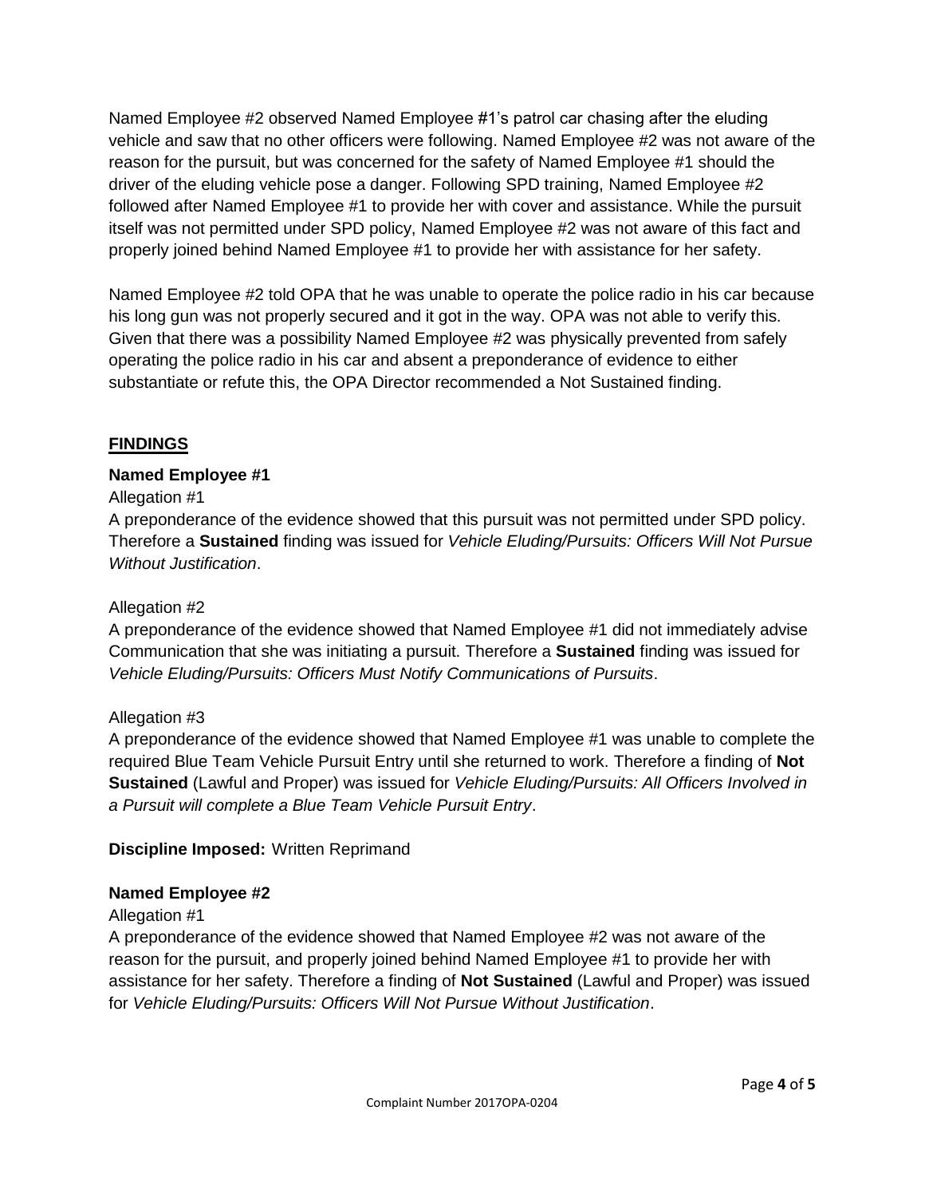Named Employee #2 observed Named Employee #1's patrol car chasing after the eluding vehicle and saw that no other officers were following. Named Employee #2 was not aware of the reason for the pursuit, but was concerned for the safety of Named Employee #1 should the driver of the eluding vehicle pose a danger. Following SPD training, Named Employee #2 followed after Named Employee #1 to provide her with cover and assistance. While the pursuit itself was not permitted under SPD policy, Named Employee #2 was not aware of this fact and properly joined behind Named Employee #1 to provide her with assistance for her safety.

Named Employee #2 told OPA that he was unable to operate the police radio in his car because his long gun was not properly secured and it got in the way. OPA was not able to verify this. Given that there was a possibility Named Employee #2 was physically prevented from safely operating the police radio in his car and absent a preponderance of evidence to either substantiate or refute this, the OPA Director recommended a Not Sustained finding.

## FINDINGS

### Named Employee #1

Allegation #1

A preponderance of the evidence showed that this pursuit was not permitted under SPD policy. Therefore a **Sustained** finding was issued for *Vehicle Eluding/Pursuits: Officers Will Not Pursue Without Justification*.

Allegation #2

A preponderance of the evidence showed that Named Employee #1 did not immediately advise Communication that she was initiating a pursuit. Therefore a **Sustained** finding was issued for *Vehicle Eluding/Pursuits: Officers Must Notify Communications of Pursuits*.

Allegation #3

A preponderance of the evidence showed that Named Employee #1 was unable to complete the required Blue Team Vehicle Pursuit Entry until she returned to work. Therefore a finding of **Not Sustained** (Lawful and Proper) was issued for *Vehicle Eluding/Pursuits: All Officers Involved in a Pursuit will complete a Blue Team Vehicle Pursuit Entry*.

**Discipline Imposed:** Written Reprimand

### Named Employee #2

Allegation #1

A preponderance of the evidence showed that Named Employee #2 was not aware of the reason for the pursuit, and properly joined behind Named Employee #1 to provide her with assistance for her safety. Therefore a finding of **Not Sustained** (Lawful and Proper) was issued for *Vehicle Eluding/Pursuits: Officers Will Not Pursue Without Justification*.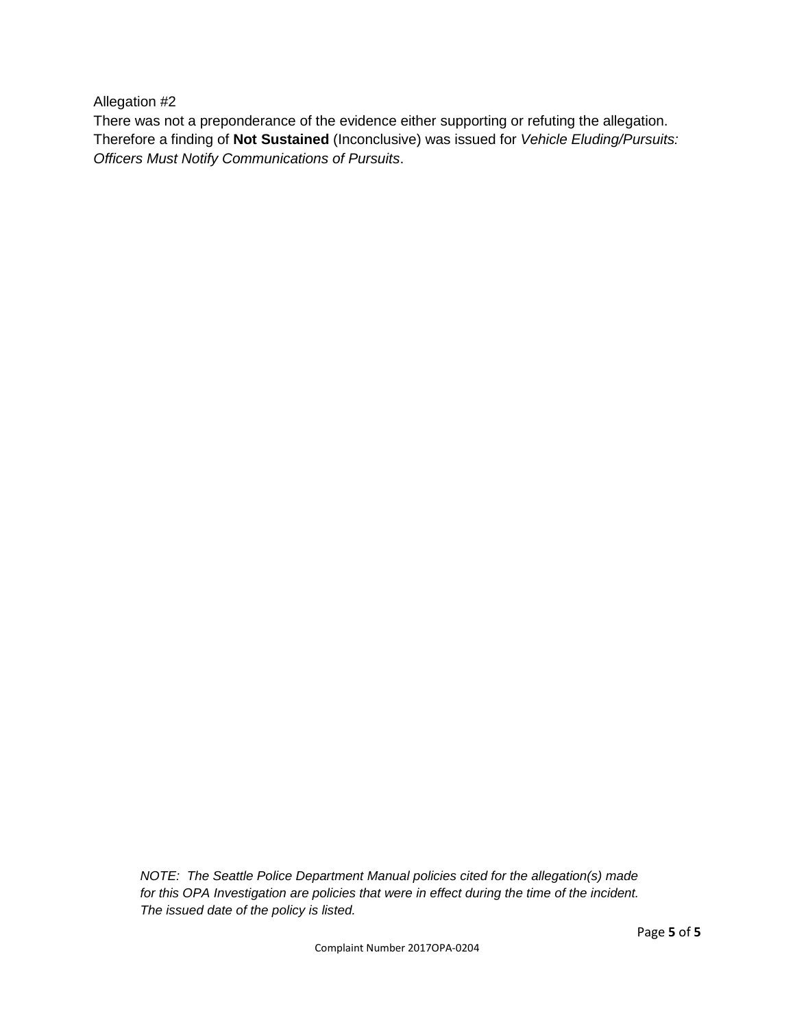Allegation #2

There was not a preponderance of the evidence either supporting or refuting the allegation. Therefore a finding of **Not Sustained** (Inconclusive) was issued for *Vehicle Eluding/Pursuits: Officers Must Notify Communications of Pursuits*.

*NOTE: The Seattle Police Department Manual policies cited for the allegation(s) made for this OPA Investigation are policies that were in effect during the time of the incident. The issued date of the policy is listed.*